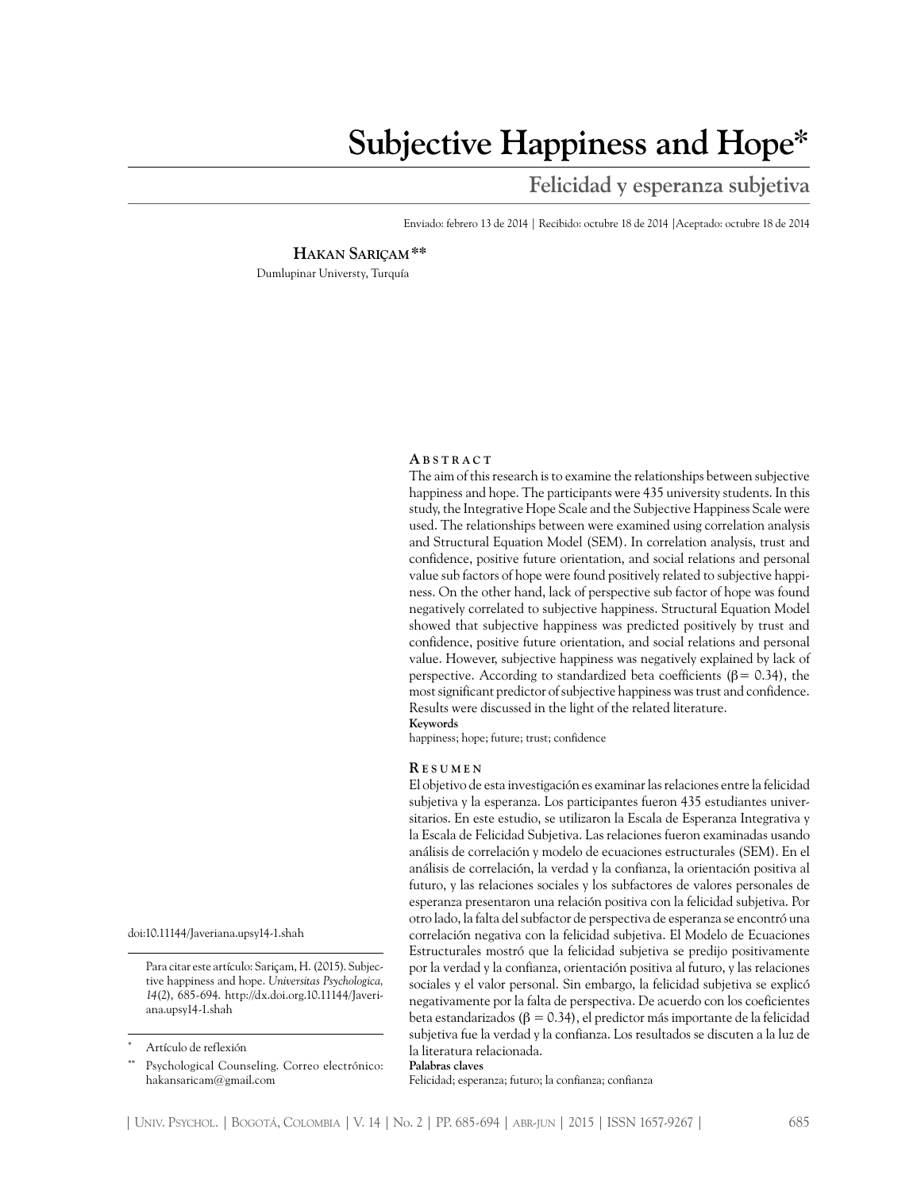# Subjective Happiness and Hope*

## Felicidad y esperanza subjetiva

Enviado: febrero 13 de 2014 | Recibido: octubre 18 de 2014 |Aceptado: octubre 18 de 2014

**Hakan Sariçam**\*\*

Dumlupinar Universty, Turquía

### Abstract

The aim of this research is to examine the relationships between subjective happiness and hope. The participants were 435 university students. In this study, the Integrative Hope Scale and the Subjective Happiness Scale were used. The relationships between were examined using correlation analysis and Structural Equation Model (SEM). In correlation analysis, trust and confidence, positive future orientation, and social relations and personal value sub factors of hope were found positively related to subjective happiness. On the other hand, lack of perspective sub factor of hope was found negatively correlated to subjective happiness. Structural Equation Model showed that subjective happiness was predicted positively by trust and confidence, positive future orientation, and social relations and personal value. However, subjective happiness was negatively explained by lack of perspective. According to standardized beta coefficients ($\beta = 0.34$), the most significant predictor of subjective happiness was trust and confidence. Results were discussed in the light of the related literature.

**Keywords**

happiness; hope; future; trust; confidence

### Resumen

El objetivo de esta investigación es examinar las relaciones entre la felicidad subjetiva y la esperanza. Los participantes fueron 435 estudiantes universitarios. En este estudio, se utilizaron la Escala de Esperanza Integrativa y la Escala de Felicidad Subjetiva. Las relaciones fueron examinadas usando análisis de correlación y modelo de ecuaciones estructurales (SEM). En el análisis de correlación, la verdad y la confianza, la orientación positiva al futuro, y las relaciones sociales y los subfactores de valores personales de esperanza presentaron una relación positiva con la felicidad subjetiva. Por otro lado, la falta del subfactor de perspectiva de esperanza se encontró una correlación negativa con la felicidad subjetiva. El Modelo de Ecuaciones Estructurales mostró que la felicidad subjetiva se predijo positivamente por la verdad y la confianza, orientación positiva al futuro, y las relaciones sociales y el valor personal. Sin embargo, la felicidad subjetiva se explicó negativamente por la falta de perspectiva. De acuerdo con los coeficientes beta estandarizados ($\beta = 0.34$), el predictor más importante de la felicidad subjetiva fue la verdad y la confianza. Los resultados se discuten a la luz de la literatura relacionada.

**Palabras claves**

Felicidad; esperanza; futuro; la confianza; confianza

doi:10.11144/Javeriana.upsy14-1.shah

Para citar este artículo: Sariçam, H. (2015). Subjective happiness and hope. *Universitas Psychologica, 14*(2), 685-694. http://dx.doi.org.10.11144/Javeriana.upsy14-1.shah

\* Artículo de reflexión

\*\* Psychological Counseling. Correo electrónico: hakansaricam@gmail.com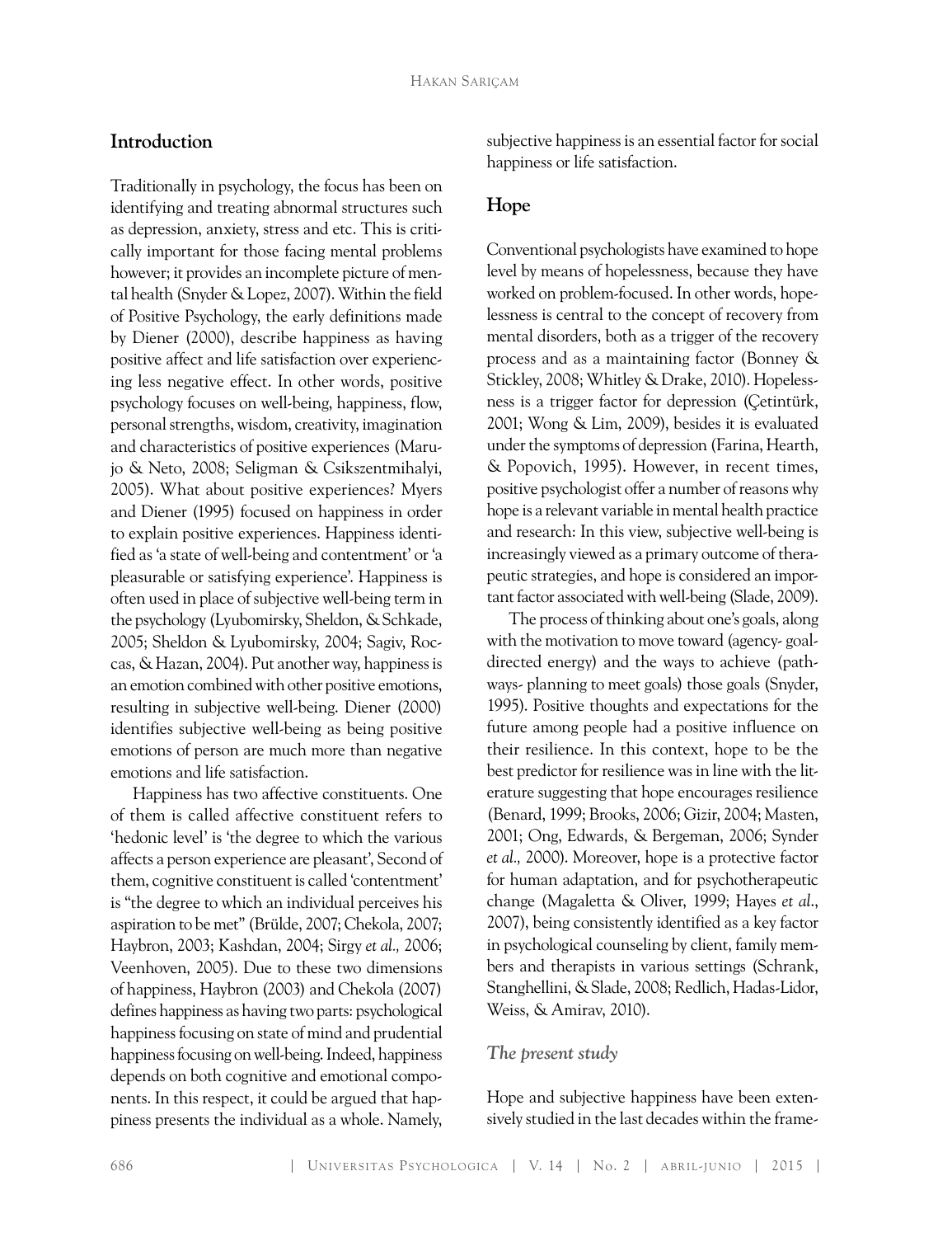## Introduction

Traditionally in psychology, the focus has been on identifying and treating abnormal structures such as depression, anxiety, stress and etc. This is critically important for those facing mental problems however; it provides an incomplete picture of mental health (Snyder & Lopez, 2007). Within the field of Positive Psychology, the early definitions made by Diener (2000), describe happiness as having positive affect and life satisfaction over experiencing less negative effect. In other words, positive psychology focuses on well-being, happiness, flow, personal strengths, wisdom, creativity, imagination and characteristics of positive experiences (Marujo & Neto, 2008; Seligman & Csikszentmihalyi, 2005). What about positive experiences? Myers and Diener (1995) focused on happiness in order to explain positive experiences. Happiness identified as 'a state of well-being and contentment' or 'a pleasurable or satisfying experience'. Happiness is often used in place of subjective well-being term in the psychology (Lyubomirsky, Sheldon, & Schkade, 2005; Sheldon & Lyubomirsky, 2004; Sagiv, Roccas, & Hazan, 2004). Put another way, happiness is an emotion combined with other positive emotions, resulting in subjective well-being. Diener (2000) identifies subjective well-being as being positive emotions of person are much more than negative emotions and life satisfaction.

Happiness has two affective constituents. One of them is called affective constituent refers to 'hedonic level' is 'the degree to which the various affects a person experience are pleasant', Second of them, cognitive constituent is called 'contentment' is "the degree to which an individual perceives his aspiration to be met" (Brülde, 2007; Chekola, 2007; Haybron, 2003; Kashdan, 2004; Sirgy *et al.,* 2006; Veenhoven, 2005). Due to these two dimensions of happiness, Haybron (2003) and Chekola (2007) defines happiness as having two parts: psychological happiness focusing on state of mind and prudential happiness focusing on well-being. Indeed, happiness depends on both cognitive and emotional components. In this respect, it could be argued that happiness presents the individual as a whole. Namely, subjective happiness is an essential factor for social happiness or life satisfaction.

## Hope

Conventional psychologists have examined to hope level by means of hopelessness, because they have worked on problem-focused. In other words, hopelessness is central to the concept of recovery from mental disorders, both as a trigger of the recovery process and as a maintaining factor (Bonney & Stickley, 2008; Whitley & Drake, 2010). Hopelessness is a trigger factor for depression (Çetintürk, 2001; Wong & Lim, 2009), besides it is evaluated under the symptoms of depression (Farina, Hearth, & Popovich, 1995). However, in recent times, positive psychologist offer a number of reasons why hope is a relevant variable in mental health practice and research: In this view, subjective well-being is increasingly viewed as a primary outcome of therapeutic strategies, and hope is considered an important factor associated with well-being (Slade, 2009).

The process of thinking about one's goals, along with the motivation to move toward (agency- goal-directed energy) and the ways to achieve (pathways- planning to meet goals) those goals (Snyder, 1995). Positive thoughts and expectations for the future among people had a positive influence on their resilience. In this context, hope to be the best predictor for resilience was in line with the literature suggesting that hope encourages resilience (Benard, 1999; Brooks, 2006; Gizir, 2004; Masten, 2001; Ong, Edwards, & Bergeman, 2006; Synder *et al.,* 2000). Moreover, hope is a protective factor for human adaptation, and for psychotherapeutic change (Magaletta & Oliver, 1999; Hayes *et al.*, 2007), being consistently identified as a key factor in psychological counseling by client, family members and therapists in various settings (Schrank, Stanghellini, & Slade, 2008; Redlich, Hadas-Lidor, Weiss, & Amirav, 2010).

### *The present study*

Hope and subjective happiness have been extensively studied in the last decades within the frame-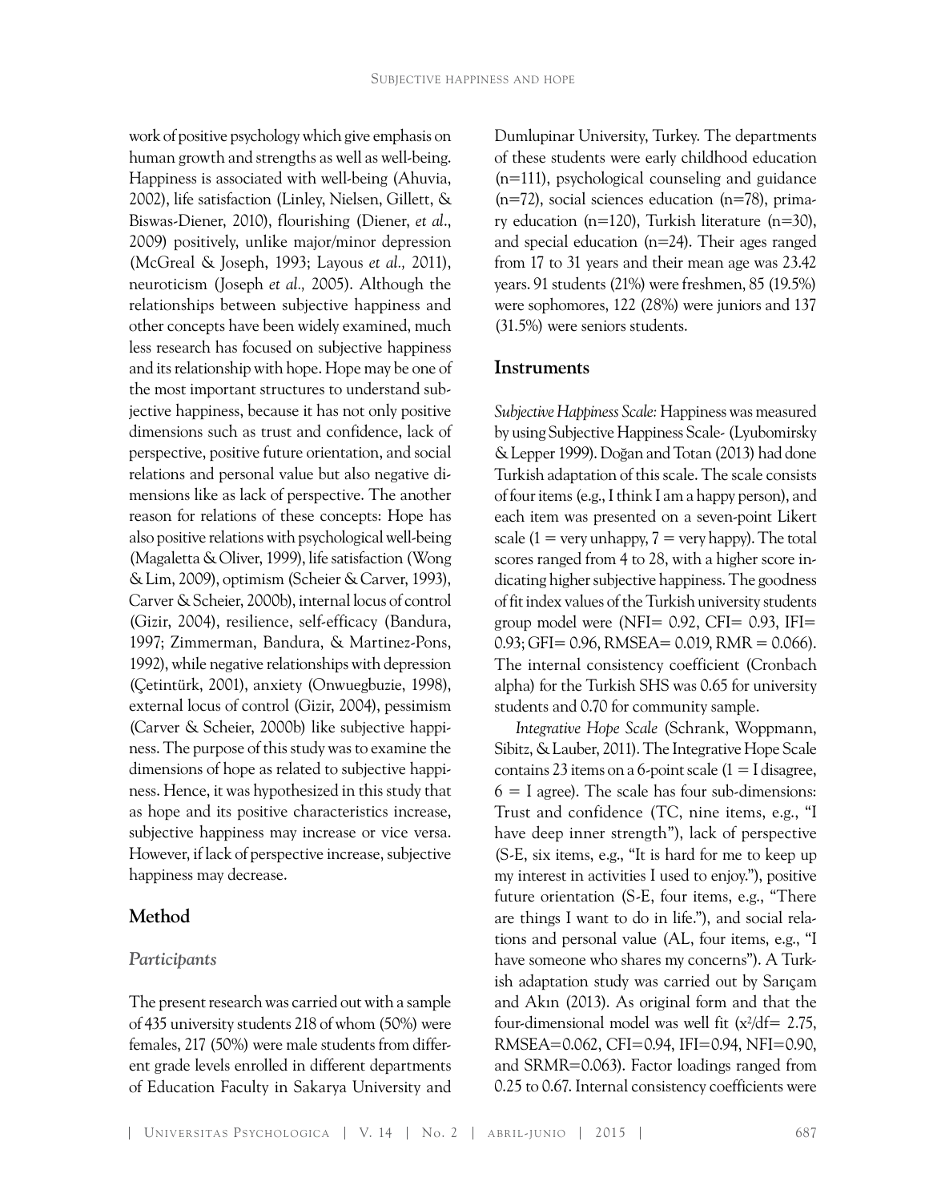work of positive psychology which give emphasis on human growth and strengths as well as well-being. Happiness is associated with well-being (Ahuvia, 2002), life satisfaction (Linley, Nielsen, Gillett, & Biswas-Diener, 2010), flourishing (Diener, *et al*., 2009) positively, unlike major/minor depression (McGreal & Joseph, 1993; Layous *et al.,* 2011), neuroticism (Joseph *et al.,* 2005). Although the relationships between subjective happiness and other concepts have been widely examined, much less research has focused on subjective happiness and its relationship with hope. Hope may be one of the most important structures to understand subjective happiness, because it has not only positive dimensions such as trust and confidence, lack of perspective, positive future orientation, and social relations and personal value but also negative dimensions like as lack of perspective. The another reason for relations of these concepts: Hope has also positive relations with psychological well-being (Magaletta & Oliver, 1999), life satisfaction (Wong & Lim, 2009), optimism (Scheier & Carver, 1993), Carver & Scheier, 2000b), internal locus of control (Gizir, 2004), resilience, self-efficacy (Bandura, 1997; Zimmerman, Bandura, & Martinez-Pons, 1992), while negative relationships with depression (Çetintürk, 2001), anxiety (Onwuegbuzie, 1998), external locus of control (Gizir, 2004), pessimism (Carver & Scheier, 2000b) like subjective happiness. The purpose of this study was to examine the dimensions of hope as related to subjective happiness. Hence, it was hypothesized in this study that as hope and its positive characteristics increase, subjective happiness may increase or vice versa. However, if lack of perspective increase, subjective happiness may decrease.

## Method

### *Participants*

The present research was carried out with a sample of 435 university students 218 of whom (50%) were females, 217 (50%) were male students from different grade levels enrolled in different departments of Education Faculty in Sakarya University and Dumlupinar University, Turkey. The departments of these students were early childhood education (n=111), psychological counseling and guidance (n=72), social sciences education (n=78), primary education (n=120), Turkish literature (n=30), and special education (n=24). Their ages ranged from 17 to 31 years and their mean age was 23.42 years. 91 students (21%) were freshmen, 85 (19.5%) were sophomores, 122 (28%) were juniors and 137 (31.5%) were seniors students.

### Instruments

*Subjective Happiness Scale:* Happiness was measured by using Subjective Happiness Scale- (Lyubomirsky & Lepper 1999). Doğan and Totan (2013) had done Turkish adaptation of this scale. The scale consists of four items (e.g., I think I am a happy person), and each item was presented on a seven-point Likert scale (1 = very unhappy, 7 = very happy). The total scores ranged from 4 to 28, with a higher score indicating higher subjective happiness. The goodness of fit index values of the Turkish university students group model were (NFI= 0.92, CFI= 0.93, IFI= 0.93; GFI= 0.96, RMSEA= 0.019, RMR = 0.066). The internal consistency coefficient (Cronbach alpha) for the Turkish SHS was 0.65 for university students and 0.70 for community sample.

*Integrative Hope Scale* (Schrank, Woppmann, Sibitz, & Lauber, 2011). The Integrative Hope Scale contains 23 items on a 6-point scale (1 = I disagree, 6 = I agree). The scale has four sub-dimensions: Trust and confidence (TC, nine items, e.g., "I have deep inner strength"), lack of perspective (S-E, six items, e.g., "It is hard for me to keep up my interest in activities I used to enjoy."), positive future orientation (S-E, four items, e.g., "There are things I want to do in life."), and social relations and personal value (AL, four items, e.g., "I have someone who shares my concerns"). A Turkish adaptation study was carried out by Sarıçam and Akın (2013). As original form and that the four-dimensional model was well fit ($x^2$/df= 2.75, RMSEA=0.062, CFI=0.94, IFI=0.94, NFI=0.90, and SRMR=0.063). Factor loadings ranged from 0.25 to 0.67. Internal consistency coefficients were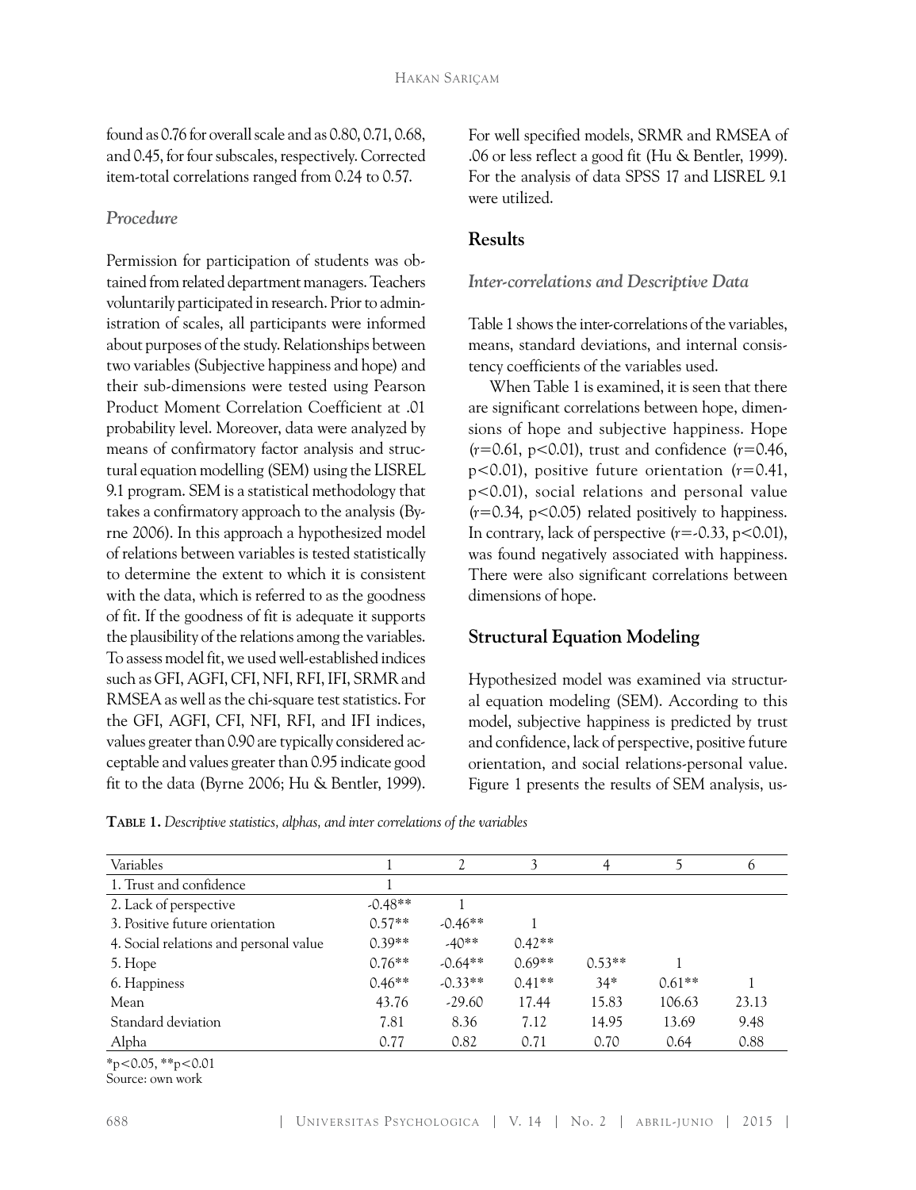found as 0.76 for overall scale and as 0.80, 0.71, 0.68, and 0.45, for four subscales, respectively. Corrected item-total correlations ranged from 0.24 to 0.57.

### *Procedure*

Permission for participation of students was obtained from related department managers. Teachers voluntarily participated in research. Prior to administration of scales, all participants were informed about purposes of the study. Relationships between two variables (Subjective happiness and hope) and their sub-dimensions were tested using Pearson Product Moment Correlation Coefficient at .01 probability level. Moreover, data were analyzed by means of confirmatory factor analysis and structural equation modelling (SEM) using the LISREL 9.1 program. SEM is a statistical methodology that takes a confirmatory approach to the analysis (Byrne 2006). In this approach a hypothesized model of relations between variables is tested statistically to determine the extent to which it is consistent with the data, which is referred to as the goodness of fit. If the goodness of fit is adequate it supports the plausibility of the relations among the variables. To assess model fit, we used well-established indices such as GFI, AGFI, CFI, NFI, RFI, IFI, SRMR and RMSEA as well as the chi-square test statistics. For the GFI, AGFI, CFI, NFI, RFI, and IFI indices, values greater than 0.90 are typically considered acceptable and values greater than 0.95 indicate good fit to the data (Byrne 2006; Hu & Bentler, 1999). For well specified models, SRMR and RMSEA of .06 or less reflect a good fit (Hu & Bentler, 1999). For the analysis of data SPSS 17 and LISREL 9.1 were utilized.

## Results

### *Inter-correlations and Descriptive Data*

Table 1 shows the inter-correlations of the variables, means, standard deviations, and internal consistency coefficients of the variables used.

When Table 1 is examined, it is seen that there are significant correlations between hope, dimensions of hope and subjective happiness. Hope ($r=0.61$, $p<0.01$), trust and confidence ($r=0.46$, $p<0.01$), positive future orientation ($r=0.41$, $p<0.01$), social relations and personal value ($r=0.34$, $p<0.05$) related positively to happiness. In contrary, lack of perspective ($r=-0.33$, $p<0.01$), was found negatively associated with happiness. There were also significant correlations between dimensions of hope.

## Structural Equation Modeling

Hypothesized model was examined via structural equation modeling (SEM). According to this model, subjective happiness is predicted by trust and confidence, lack of perspective, positive future orientation, and social relations-personal value. Figure 1 presents the results of SEM analysis, us-

**Table 1.** *Descriptive statistics, alphas, and inter correlations of the variables*

| Variables | 1 | 2 | 3 | 4 | 5 | 6 |
|---|---|---|---|---|---|---|
| 1. Trust and confidence | 1 | | | | | |
| 2. Lack of perspective | -0.48** | 1 | | | | |
| 3. Positive future orientation | 0.57** | -0.46** | 1 | | | |
| 4. Social relations and personal value | 0.39** | -40** | 0.42** | 1 | | |
| 5. Hope | 0.76** | -0.64** | 0.69** | 0.53** | 1 | |
| 6. Happiness | 0.46** | -0.33** | 0.41** | 34* | 0.61** | 1 |
| Mean | 43.76 | -29.60 | 17.44 | 15.83 | 106.63 | 23.13 |
| Standard deviation | 7.81 | 8.36 | 7.12 | 14.95 | 13.69 | 9.48 |
| Alpha | 0.77 | 0.82 | 0.71 | 0.70 | 0.64 | 0.88 |

*p<0.05, **p<0.01

Source: own work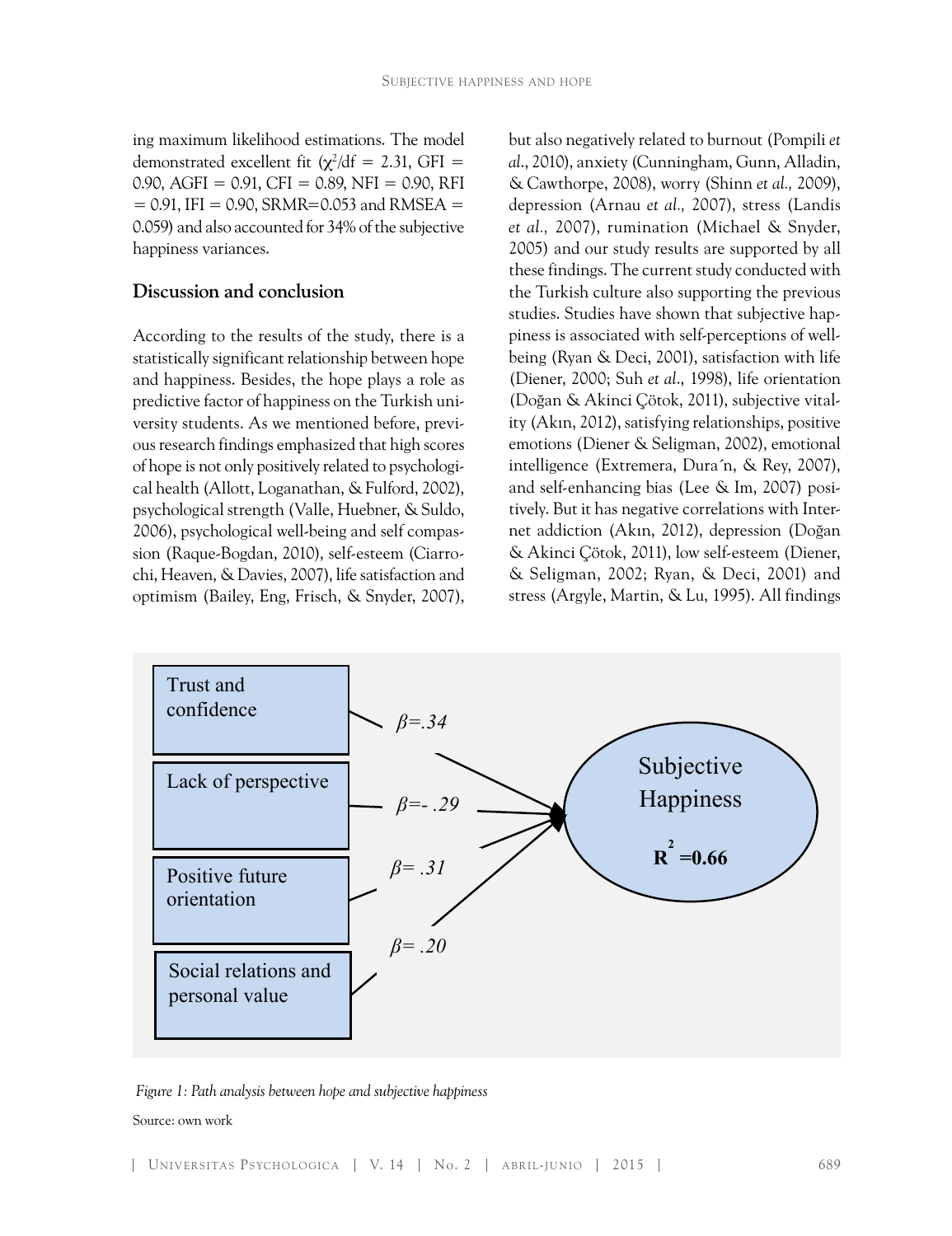ing maximum likelihood estimations. The model demonstrated excellent fit ($\chi^2/df = 2.31$, GFI = 0.90, AGFI = 0.91, CFI = 0.89, NFI = 0.90, RFI = 0.91, IFI = 0.90, SRMR=0.053 and RMSEA = 0.059) and also accounted for 34% of the subjective happiness variances.

## Discussion and conclusion

According to the results of the study, there is a statistically significant relationship between hope and happiness. Besides, the hope plays a role as predictive factor of happiness on the Turkish university students. As we mentioned before, previous research findings emphasized that high scores of hope is not only positively related to psychological health (Allott, Loganathan, & Fulford, 2002), psychological strength (Valle, Huebner, & Suldo, 2006), psychological well-being and self compassion (Raque-Bogdan, 2010), self-esteem (Ciarrochi, Heaven, & Davies, 2007), life satisfaction and optimism (Bailey, Eng, Frisch, & Snyder, 2007), but also negatively related to burnout (Pompili *et al*., 2010), anxiety (Cunningham, Gunn, Alladin, & Cawthorpe, 2008), worry (Shinn *et al.,* 2009), depression (Arnau *et al.,* 2007), stress (Landis *et al.,* 2007), rumination (Michael & Snyder, 2005) and our study results are supported by all these findings. The current study conducted with the Turkish culture also supporting the previous studies. Studies have shown that subjective happiness is associated with self-perceptions of well-being (Ryan & Deci, 2001), satisfaction with life (Diener, 2000; Suh *et al*., 1998), life orientation (Doğan & Akinci Çötok, 2011), subjective vitality (Akın, 2012), satisfying relationships, positive emotions (Diener & Seligman, 2002), emotional intelligence (Extremera, Dura´n, & Rey, 2007), and self-enhancing bias (Lee & Im, 2007) positively. But it has negative correlations with Internet addiction (Akın, 2012), depression (Doğan & Akinci Çötok, 2011), low self-esteem (Diener, & Seligman, 2002; Ryan, & Deci, 2001) and stress (Argyle, Martin, & Lu, 1995). All findings

Trust and confidence — $\beta = .34$
Lack of perspective — $\beta = -.29$
Positive future orientation — $\beta = .31$
Social relations and personal value — $\beta = .20$
Subjective Happiness $R^2 = 0.66$

*Figure 1: Path analysis between hope and subjective happiness*

Source: own work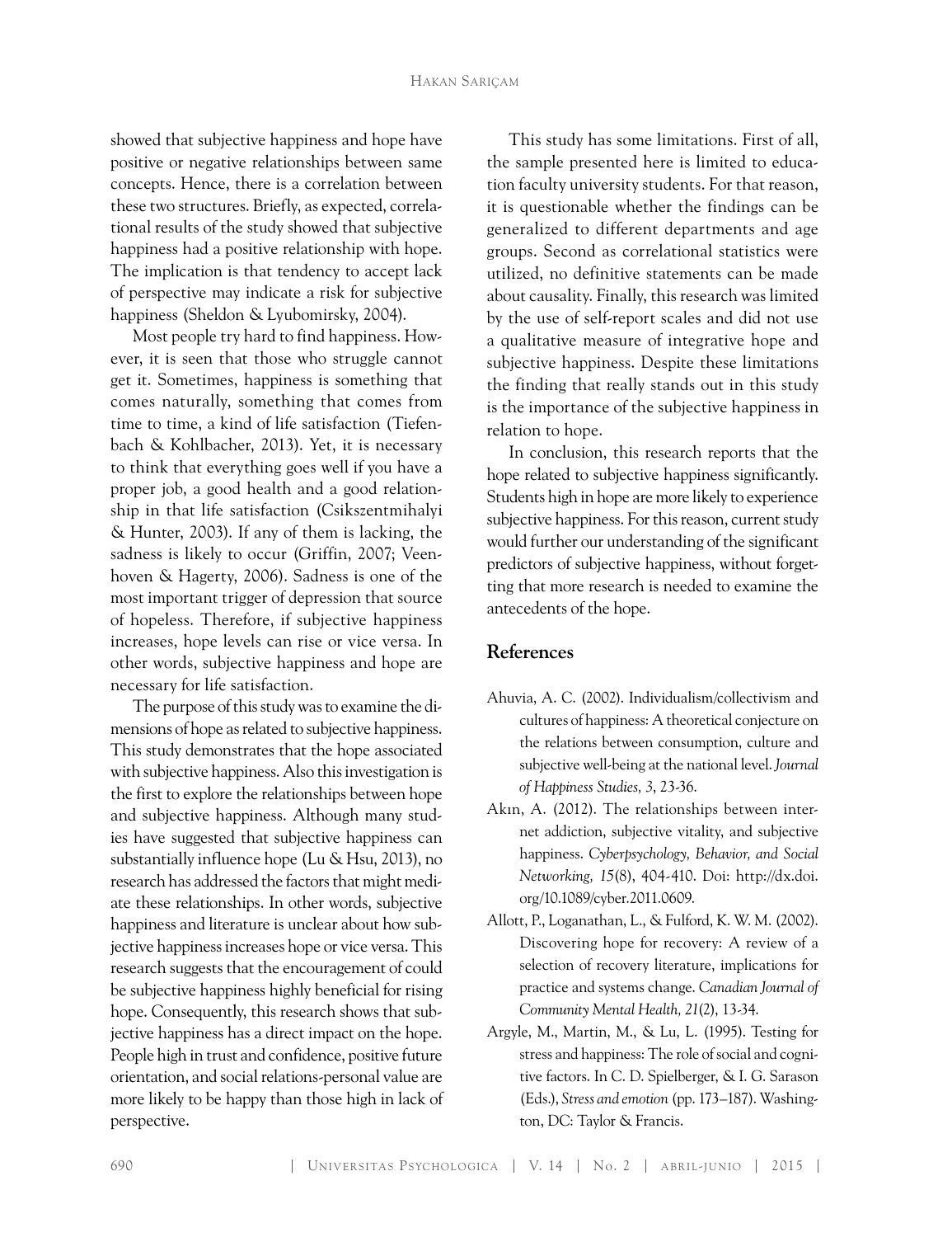showed that subjective happiness and hope have positive or negative relationships between same concepts. Hence, there is a correlation between these two structures. Briefly, as expected, correlational results of the study showed that subjective happiness had a positive relationship with hope. The implication is that tendency to accept lack of perspective may indicate a risk for subjective happiness (Sheldon & Lyubomirsky, 2004).

Most people try hard to find happiness. However, it is seen that those who struggle cannot get it. Sometimes, happiness is something that comes naturally, something that comes from time to time, a kind of life satisfaction (Tiefenbach & Kohlbacher, 2013). Yet, it is necessary to think that everything goes well if you have a proper job, a good health and a good relationship in that life satisfaction (Csikszentmihalyi & Hunter, 2003). If any of them is lacking, the sadness is likely to occur (Griffin, 2007; Veenhoven & Hagerty, 2006). Sadness is one of the most important trigger of depression that source of hopeless. Therefore, if subjective happiness increases, hope levels can rise or vice versa. In other words, subjective happiness and hope are necessary for life satisfaction.

The purpose of this study was to examine the dimensions of hope as related to subjective happiness. This study demonstrates that the hope associated with subjective happiness. Also this investigation is the first to explore the relationships between hope and subjective happiness. Although many studies have suggested that subjective happiness can substantially influence hope (Lu & Hsu, 2013), no research has addressed the factors that might mediate these relationships. In other words, subjective happiness and literature is unclear about how subjective happiness increases hope or vice versa. This research suggests that the encouragement of could be subjective happiness highly beneficial for rising hope. Consequently, this research shows that subjective happiness has a direct impact on the hope. People high in trust and confidence, positive future orientation, and social relations-personal value are more likely to be happy than those high in lack of perspective.

This study has some limitations. First of all, the sample presented here is limited to education faculty university students. For that reason, it is questionable whether the findings can be generalized to different departments and age groups. Second as correlational statistics were utilized, no definitive statements can be made about causality. Finally, this research was limited by the use of self-report scales and did not use a qualitative measure of integrative hope and subjective happiness. Despite these limitations the finding that really stands out in this study is the importance of the subjective happiness in relation to hope.

In conclusion, this research reports that the hope related to subjective happiness significantly. Students high in hope are more likely to experience subjective happiness. For this reason, current study would further our understanding of the significant predictors of subjective happiness, without forgetting that more research is needed to examine the antecedents of the hope.

## References

Ahuvia, A. C. (2002). Individualism/collectivism and cultures of happiness: A theoretical conjecture on the relations between consumption, culture and subjective well-being at the national level. *Journal of Happiness Studies, 3*, 23-36.

Akın, A. (2012). The relationships between internet addiction, subjective vitality, and subjective happiness. *Cyberpsychology, Behavior, and Social Networking, 15*(8), 404-410. Doi: http://dx.doi.org/10.1089/cyber.2011.0609.

Allott, P., Loganathan, L., & Fulford, K. W. M. (2002). Discovering hope for recovery: A review of a selection of recovery literature, implications for practice and systems change. *Canadian Journal of Community Mental Health, 21*(2), 13-34.

Argyle, M., Martin, M., & Lu, L. (1995). Testing for stress and happiness: The role of social and cognitive factors. In C. D. Spielberger, & I. G. Sarason (Eds.), *Stress and emotion* (pp. 173–187). Washington, DC: Taylor & Francis.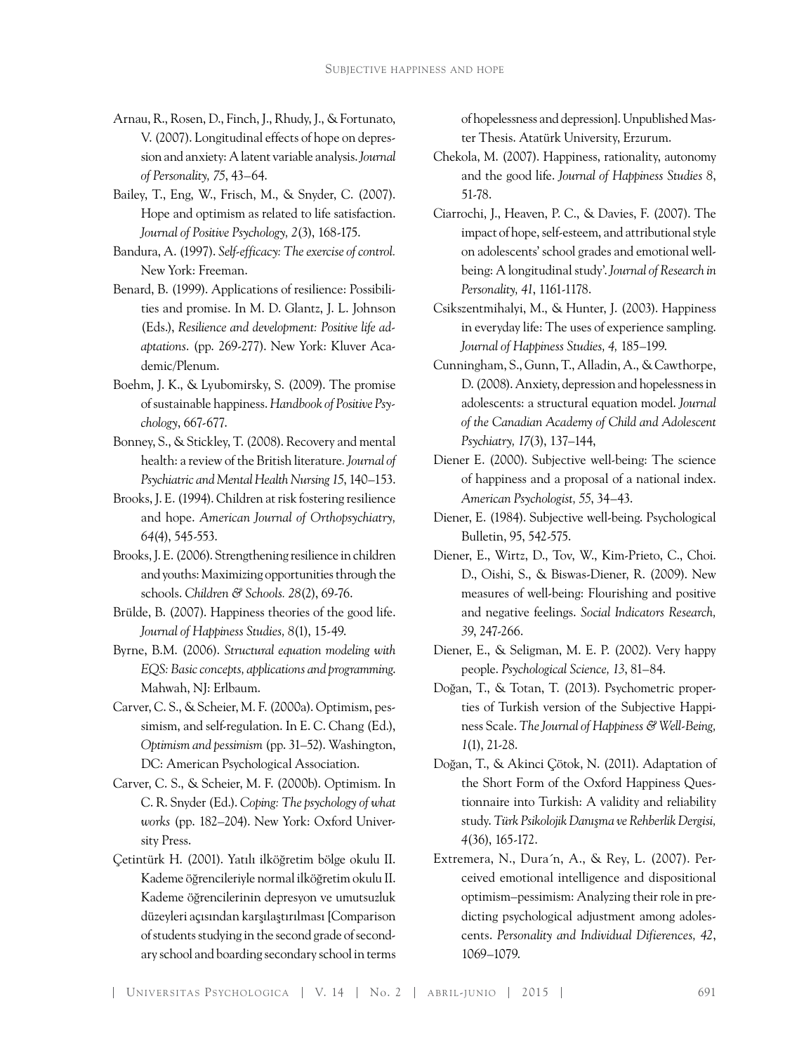Arnau, R., Rosen, D., Finch, J., Rhudy, J., & Fortunato, V. (2007). Longitudinal effects of hope on depression and anxiety: A latent variable analysis. *Journal of Personality, 75*, 43–64.

Bailey, T., Eng, W., Frisch, M., & Snyder, C. (2007). Hope and optimism as related to life satisfaction. *Journal of Positive Psychology, 2*(3), 168-175.

Bandura, A. (1997). *Self-efficacy: The exercise of control.* New York: Freeman.

Benard, B. (1999). Applications of resilience: Possibilities and promise. In M. D. Glantz, J. L. Johnson (Eds.), *Resilience and development: Positive life adaptations*. (pp. 269-277). New York: Kluver Academic/Plenum.

Boehm, J. K., & Lyubomirsky, S. (2009). The promise of sustainable happiness. *Handbook of Positive Psychology*, 667-677.

Bonney, S., & Stickley, T. (2008). Recovery and mental health: a review of the British literature. *Journal of Psychiatric and Mental Health Nursing 15*, 140–153.

Brooks, J. E. (1994). Children at risk fostering resilience and hope. *American Journal of Orthopsychiatry, 64*(4), 545-553.

Brooks, J. E. (2006). Strengthening resilience in children and youths: Maximizing opportunities through the schools. *Children & Schools. 28*(2), 69-76.

Brülde, B. (2007). Happiness theories of the good life. *Journal of Happiness Studies, 8*(1), 15-49.

Byrne, B.M. (2006). *Structural equation modeling with EQS: Basic concepts, applications and programming.* Mahwah, NJ: Erlbaum.

Carver, C. S., & Scheier, M. F. (2000a). Optimism, pessimism, and self-regulation. In E. C. Chang (Ed.), *Optimism and pessimism* (pp. 31–52). Washington, DC: American Psychological Association.

Carver, C. S., & Scheier, M. F. (2000b). Optimism. In C. R. Snyder (Ed.). *Coping: The psychology of what works* (pp. 182–204). New York: Oxford University Press.

Çetintürk H. (2001). Yatılı ilköğretim bölge okulu II. Kademe öğrencileriyle normal ilköğretim okulu II. Kademe öğrencilerinin depresyon ve umutsuzluk düzeyleri açısından karşılaştırılması [Comparison of students studying in the second grade of secondary school and boarding secondary school in terms of hopelessness and depression]. Unpublished Master Thesis. Atatürk University, Erzurum.

Chekola, M. (2007). Happiness, rationality, autonomy and the good life. *Journal of Happiness Studies 8*, 51-78.

Ciarrochi, J., Heaven, P. C., & Davies, F. (2007). The impact of hope, self-esteem, and attributional style on adolescents' school grades and emotional well-being: A longitudinal study'. *Journal of Research in Personality, 41*, 1161-1178.

Csikszentmihalyi, M., & Hunter, J. (2003). Happiness in everyday life: The uses of experience sampling. *Journal of Happiness Studies, 4,* 185–199.

Cunningham, S., Gunn, T., Alladin, A., & Cawthorpe, D. (2008). Anxiety, depression and hopelessness in adolescents: a structural equation model. *Journal of the Canadian Academy of Child and Adolescent Psychiatry, 17*(3), 137–144,

Diener E. (2000). Subjective well-being: The science of happiness and a proposal of a national index. *American Psychologist, 55*, 34–43.

Diener, E. (1984). Subjective well-being. Psychological Bulletin, 95, 542-575.

Diener, E., Wirtz, D., Tov, W., Kim-Prieto, C., Choi. D., Oishi, S., & Biswas-Diener, R. (2009). New measures of well-being: Flourishing and positive and negative feelings. *Social Indicators Research, 39*, 247-266.

Diener, E., & Seligman, M. E. P. (2002). Very happy people. *Psychological Science, 13*, 81–84.

Doğan, T., & Totan, T. (2013). Psychometric properties of Turkish version of the Subjective Happiness Scale. *The Journal of Happiness & Well-Being, 1*(1), 21-28.

Doğan, T., & Akinci Çötok, N. (2011). Adaptation of the Short Form of the Oxford Happiness Questionnaire into Turkish: A validity and reliability study. *Türk Psikolojik Danışma ve Rehberlik Dergisi, 4*(36), 165-172.

Extremera, N., Dura´n, A., & Rey, L. (2007). Perceived emotional intelligence and dispositional optimism–pessimism: Analyzing their role in predicting psychological adjustment among adolescents. *Personality and Individual Difierences, 42*, 1069–1079.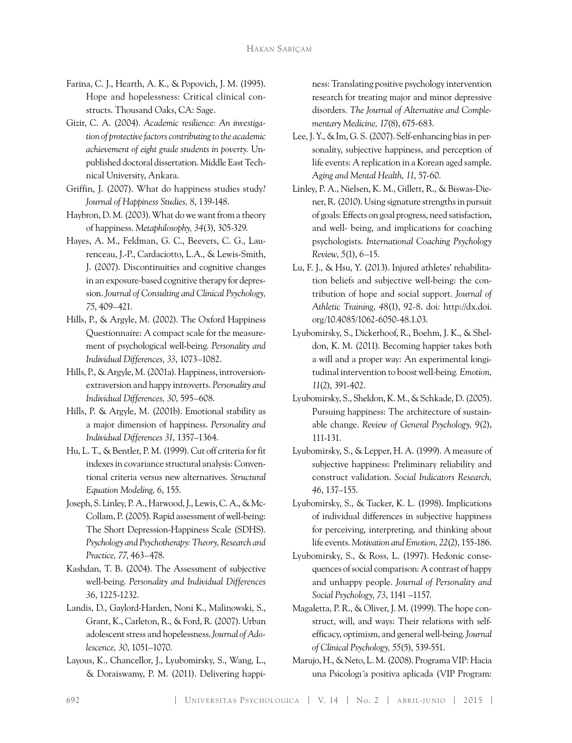Farina, C. J., Hearth, A. K., & Popovich, J. M. (1995). Hope and hopelessness: Critical clinical constructs. Thousand Oaks, CA: Sage.

Gizir, C. A. (2004). *Academic resilience: An investigation of protective factors contributing to the academic achievement of eight grade students in poverty.* Unpublished doctoral dissertation. Middle East Technical University, Ankara.

Griffin, J. (2007). What do happiness studies study? *Journal of Happiness Studies, 8*, 139-148.

Haybron, D. M. (2003). What do we want from a theory of happiness. *Metaphilosophy, 34*(3), 305-329.

Hayes, A. M., Feldman, G. C., Beevers, C. G., Laurenceau, J.-P., Cardaciotto, L.A., & Lewis-Smith, J. (2007). Discontinuities and cognitive changes in an exposure-based cognitive therapy for depression. *Journal of Consulting and Clinical Psychology, 75*, 409–421.

Hills, P., & Argyle, M. (2002). The Oxford Happiness Questionnaire: A compact scale for the measurement of psychological well-being. *Personality and Individual Differences, 33*, 1073–1082.

Hills, P., & Argyle, M. (2001a). Happiness, introversion-extraversion and happy introverts. *Personality and Individual Differences, 30*, 595–608.

Hills, P. & Argyle, M. (2001b). Emotional stability as a major dimension of happiness. *Personality and Individual Differences 31*, 1357–1364.

Hu, L. T., & Bentler, P. M. (1999). Cut off criteria for fit indexes in covariance structural analysis: Conventional criteria versus new alternatives. *Structural Equation Modeling, 6*, 155.

Joseph, S. Linley, P. A., Harwood, J., Lewis, C. A., & McCollam, P. (2005). Rapid assessment of well-being: The Short Depression-Happiness Scale (SDHS). *Psychology and Psychotherapy: Theory, Research and Practice, 77*, 463–478.

Kashdan, T. B. (2004). The Assessment of subjective well-being. *Personality and Individual Differences 36*, 1225-1232.

Landis, D., Gaylord-Harden, Noni K., Malinowski, S., Grant, K., Carleton, R., & Ford, R. (2007). Urban adolescent stress and hopelessness. *Journal of Adolescence, 30*, 1051–1070.

Layous, K., Chancellor, J., Lyubomirsky, S., Wang, L., & Doraiswamy, P. M. (2011). Delivering happiness: Translating positive psychology intervention research for treating major and minor depressive disorders. *The Journal of Alternative and Complementary Medicine, 17*(8), 675-683.

Lee, J. Y., & Im, G. S. (2007). Self-enhancing bias in personality, subjective happiness, and perception of life events: A replication in a Korean aged sample. *Aging and Mental Health, 11*, 57-60.

Linley, P. A., Nielsen, K. M., Gillett, R., & Biswas-Diener, R. (2010). Using signature strengths in pursuit of goals: Effects on goal progress, need satisfaction, and well- being, and implications for coaching psychologists. *International Coaching Psychology Review, 5*(1), 6–15.

Lu, F. J., & Hsu, Y. (2013). Injured athletes' rehabilitation beliefs and subjective well-being: the contribution of hope and social support. *Journal of Athletic Training, 48*(1), 92-8. doi: http://dx.doi.org/10.4085/1062-6050-48.1.03.

Lyubomirsky, S., Dickerhoof, R., Boehm, J. K., & Sheldon, K. M. (2011). Becoming happier takes both a will and a proper way: An experimental longitudinal intervention to boost well-being. *Emotion, 11*(2), 391-402.

Lyubomirsky, S., Sheldon, K. M., & Schkade, D. (2005). Pursuing happiness: The architecture of sustainable change. *Review of General Psychology, 9*(2), 111-131.

Lyubomirsky, S., & Lepper, H. A. (1999). A measure of subjective happiness: Preliminary reliability and construct validation. *Social Indicators Research, 46*, 137–155.

Lyubomirsky, S., & Tucker, K. L. (1998). Implications of individual differences in subjective happiness for perceiving, interpreting, and thinking about life events. *Motivation and Emotion, 22*(2), 155-186.

Lyubomirsky, S., & Ross, L. (1997). Hedonic consequences of social comparison: A contrast of happy and unhappy people. *Journal of Personality and Social Psychology, 73*, 1141 –1157.

Magaletta, P. R., & Oliver, J. M. (1999). The hope construct, will, and ways: Their relations with self-efficacy, optimism, and general well-being. *Journal of Clinical Psychology, 55*(5), 539-551.

Marujo, H., & Neto, L. M. (2008). Programa VIP: Hacia una Psicologı´a positiva aplicada (VIP Program: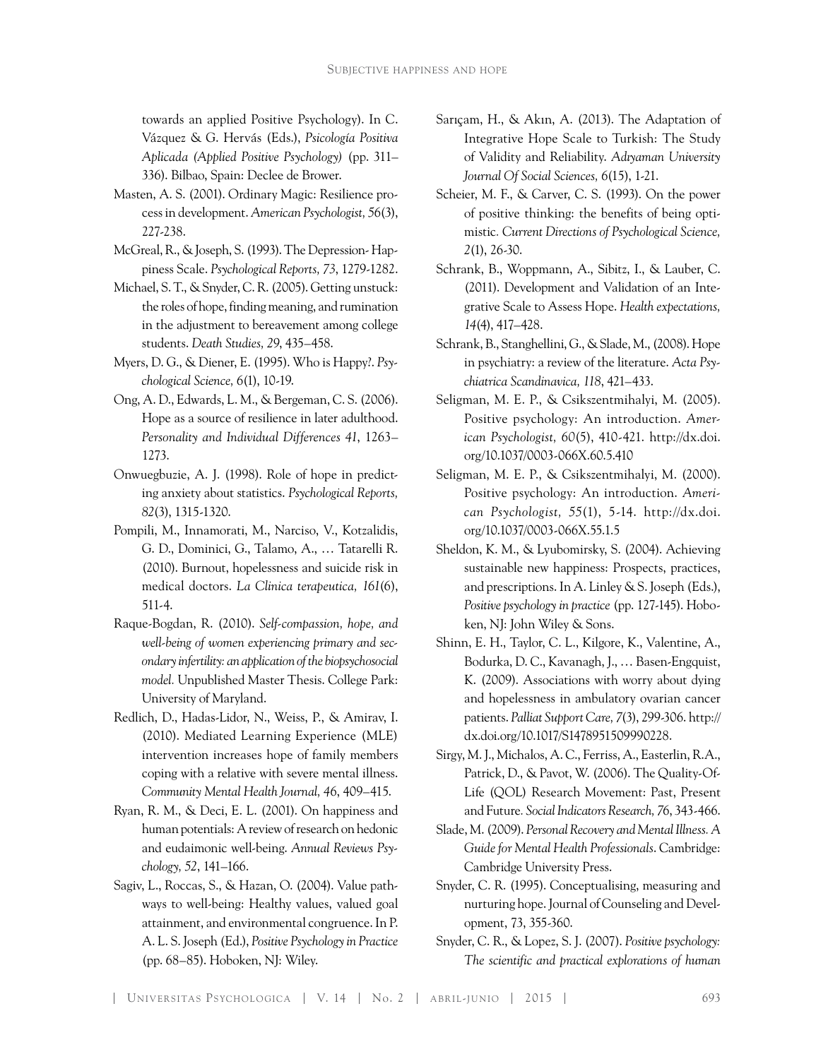towards an applied Positive Psychology). In C. Vázquez & G. Hervás (Eds.), *Psicología Positiva Aplicada (Applied Positive Psychology)* (pp. 311–336). Bilbao, Spain: Declee de Brower.

Masten, A. S. (2001). Ordinary Magic: Resilience process in development. *American Psychologist, 56*(3), 227-238.

McGreal, R., & Joseph, S. (1993). The Depression- Happiness Scale. *Psychological Reports, 73*, 1279-1282.

Michael, S. T., & Snyder, C. R. (2005). Getting unstuck: the roles of hope, finding meaning, and rumination in the adjustment to bereavement among college students. *Death Studies, 29*, 435–458.

Myers, D. G., & Diener, E. (1995). Who is Happy?. *Psychological Science, 6*(1), 10-19.

Ong, A. D., Edwards, L. M., & Bergeman, C. S. (2006). Hope as a source of resilience in later adulthood. *Personality and Individual Differences 41*, 1263–1273.

Onwuegbuzie, A. J. (1998). Role of hope in predicting anxiety about statistics. *Psychological Reports, 82*(3), 1315-1320.

Pompili, M., Innamorati, M., Narciso, V., Kotzalidis, G. D., Dominici, G., Talamo, A., … Tatarelli R. (2010). Burnout, hopelessness and suicide risk in medical doctors. *La Clinica terapeutica, 161*(6), 511-4.

Raque-Bogdan, R. (2010). *Self-compassion, hope, and well-being of women experiencing primary and secondary infertility: an application of the biopsychosocial model.* Unpublished Master Thesis. College Park: University of Maryland.

Redlich, D., Hadas-Lidor, N., Weiss, P., & Amirav, I. (2010). Mediated Learning Experience (MLE) intervention increases hope of family members coping with a relative with severe mental illness. *Community Mental Health Journal, 46*, 409–415.

Ryan, R. M., & Deci, E. L. (2001). On happiness and human potentials: A review of research on hedonic and eudaimonic well-being. *Annual Reviews Psychology, 52*, 141–166.

Sagiv, L., Roccas, S., & Hazan, O. (2004). Value pathways to well-being: Healthy values, valued goal attainment, and environmental congruence. In P. A. L. S. Joseph (Ed.), *Positive Psychology in Practice* (pp. 68–85). Hoboken, NJ: Wiley.

Sarıçam, H., & Akın, A. (2013). The Adaptation of Integrative Hope Scale to Turkish: The Study of Validity and Reliability. *Adıyaman University Journal Of Social Sciences, 6*(15), 1-21.

Scheier, M. F., & Carver, C. S. (1993). On the power of positive thinking: the benefits of being optimistic. *Current Directions of Psychological Science, 2*(1), 26-30.

Schrank, B., Woppmann, A., Sibitz, I., & Lauber, C. (2011). Development and Validation of an Integrative Scale to Assess Hope. *Health expectations, 14*(4), 417–428.

Schrank, B., Stanghellini, G., & Slade, M., (2008). Hope in psychiatry: a review of the literature. *Acta Psychiatrica Scandinavica, 118*, 421–433.

Seligman, M. E. P., & Csikszentmihalyi, M. (2005). Positive psychology: An introduction. *American Psychologist, 60*(5), 410-421. http://dx.doi.org/10.1037/0003-066X.60.5.410

Seligman, M. E. P., & Csikszentmihalyi, M. (2000). Positive psychology: An introduction. *American Psychologist, 55*(1), 5-14. http://dx.doi.org/10.1037/0003-066X.55.1.5

Sheldon, K. M., & Lyubomirsky, S. (2004). Achieving sustainable new happiness: Prospects, practices, and prescriptions. In A. Linley & S. Joseph (Eds.), *Positive psychology in practice* (pp. 127-145). Hoboken, NJ: John Wiley & Sons.

Shinn, E. H., Taylor, C. L., Kilgore, K., Valentine, A., Bodurka, D. C., Kavanagh, J., … Basen-Engquist, K. (2009). Associations with worry about dying and hopelessness in ambulatory ovarian cancer patients. *Palliat Support Care, 7*(3), 299-306. http://dx.doi.org/10.1017/S1478951509990228.

Sirgy, M. J., Michalos, A. C., Ferriss, A., Easterlin, R.A., Patrick, D., & Pavot, W. (2006). The Quality-Of-Life (QOL) Research Movement: Past, Present and Future. *Social Indicators Research, 76*, 343-466.

Slade, M. (2009). *Personal Recovery and Mental Illness. A Guide for Mental Health Professionals*. Cambridge: Cambridge University Press.

Snyder, C. R. (1995). Conceptualising, measuring and nurturing hope. Journal of Counseling and Development, 73, 355-360.

Snyder, C. R., & Lopez, S. J. (2007). *Positive psychology: The scientific and practical explorations of human*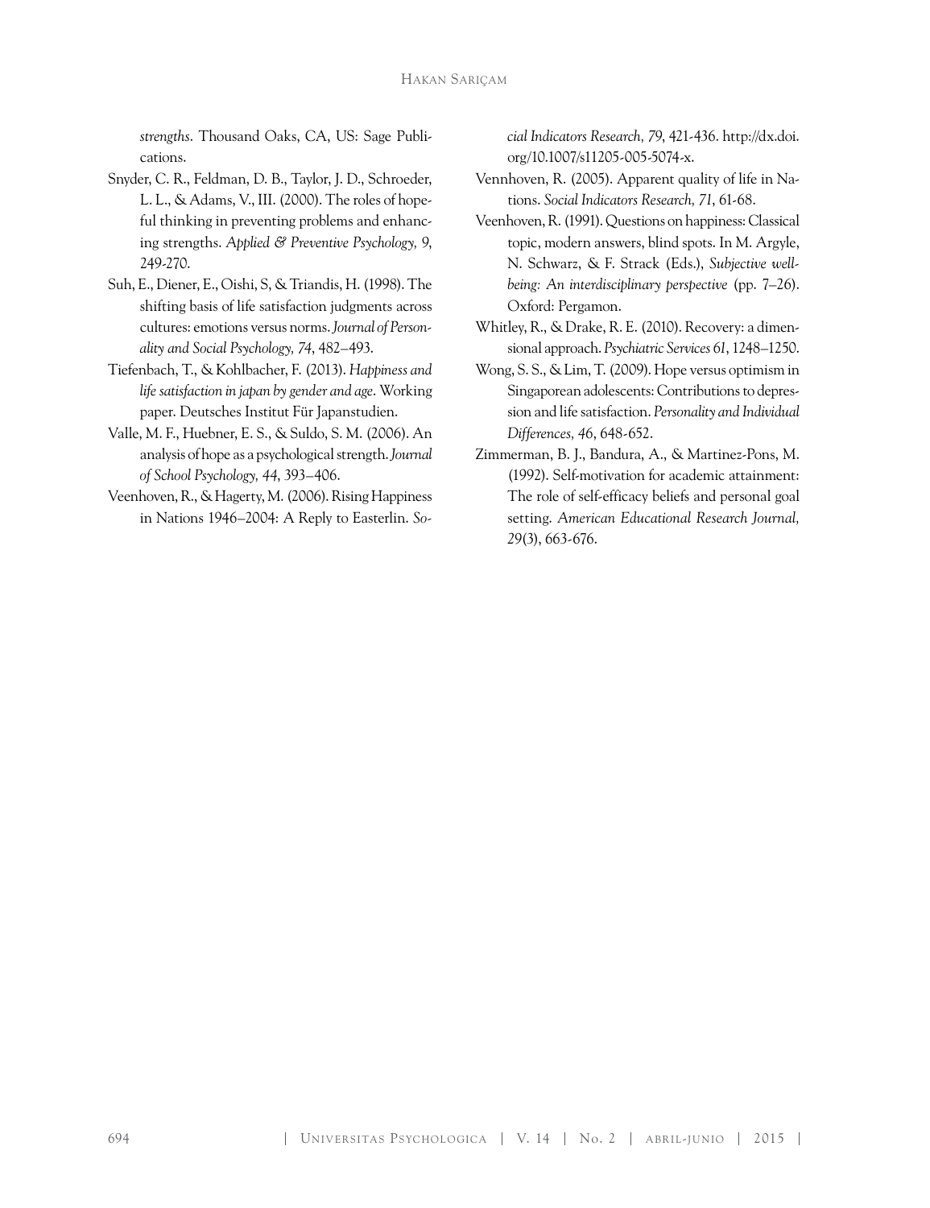*strengths*. Thousand Oaks, CA, US: Sage Publications.

Snyder, C. R., Feldman, D. B., Taylor, J. D., Schroeder, L. L., & Adams, V., III. (2000). The roles of hopeful thinking in preventing problems and enhancing strengths. *Applied & Preventive Psychology, 9*, 249-270.

Suh, E., Diener, E., Oishi, S, & Triandis, H. (1998). The shifting basis of life satisfaction judgments across cultures: emotions versus norms. *Journal of Personality and Social Psychology, 74*, 482–493.

Tiefenbach, T., & Kohlbacher, F. (2013). *Happiness and life satisfaction in japan by gender and age*. Working paper. Deutsches Institut Für Japanstudien.

Valle, M. F., Huebner, E. S., & Suldo, S. M. (2006). An analysis of hope as a psychological strength. *Journal of School Psychology, 44*, 393–406.

Veenhoven, R., & Hagerty, M. (2006). Rising Happiness in Nations 1946–2004: A Reply to Easterlin. *Social Indicators Research, 79*, 421-436. http://dx.doi.org/10.1007/s11205-005-5074-x.

Vennhoven, R. (2005). Apparent quality of life in Nations. *Social Indicators Research, 71*, 61-68.

Veenhoven, R. (1991). Questions on happiness: Classical topic, modern answers, blind spots. In M. Argyle, N. Schwarz, & F. Strack (Eds.), *Subjective well-being: An interdisciplinary perspective* (pp. 7–26). Oxford: Pergamon.

Whitley, R., & Drake, R. E. (2010). Recovery: a dimensional approach. *Psychiatric Services 61*, 1248–1250.

Wong, S. S., & Lim, T. (2009). Hope versus optimism in Singaporean adolescents: Contributions to depression and life satisfaction. *Personality and Individual Differences, 46*, 648-652.

Zimmerman, B. J., Bandura, A., & Martinez-Pons, M. (1992). Self-motivation for academic attainment: The role of self-efficacy beliefs and personal goal setting. *American Educational Research Journal, 29*(3), 663-676.